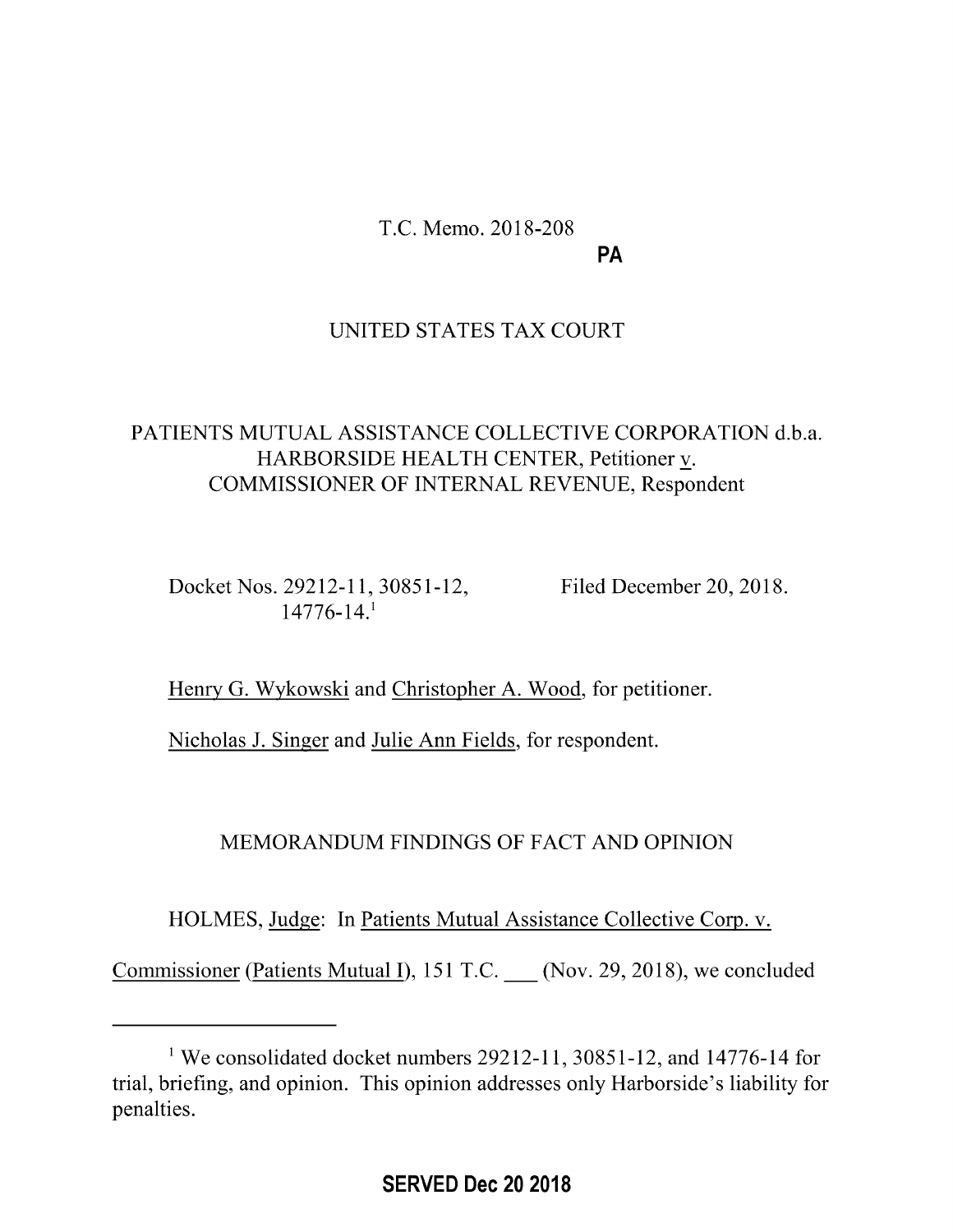T.C. Memo. 2018-208

**PA**

UNITED STATES TAX COURT

PATIENTS MUTUAL ASSISTANCE COLLECTIVE CORPORATION d.b.a. HARBORSIDE HEALTH CENTER, Petitioner v. COMMISSIONER OF INTERNAL REVENUE, Respondent

Docket Nos. 29212-11, 30851-12, 14776-14.[1]

Filed December 20, 2018.

Henry G. Wykowski and Christopher A. Wood, for petitioner.

Nicholas J. Singer and Julie Ann Fields, for respondent.

MEMORANDUM FINDINGS OF FACT AND OPINION

HOLMES, Judge: In Patients Mutual Assistance Collective Corp. v. Commissioner (Patients Mutual I), 151 T.C. ___ (Nov. 29, 2018), we concluded

[1] We consolidated docket numbers 29212-11, 30851-12, and 14776-14 for trial, briefing, and opinion. This opinion addresses only Harborside's liability for penalties.

**SERVED Dec 20 2018**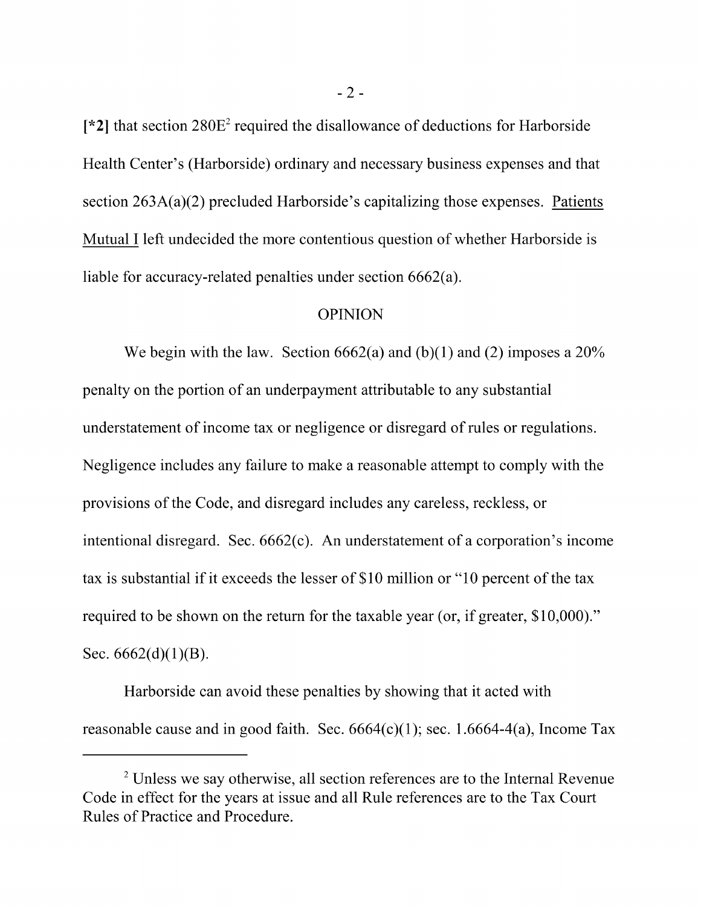[*2] that section 280E[2] required the disallowance of deductions for Harborside Health Center's (Harborside) ordinary and necessary business expenses and that section 263A(a)(2) precluded Harborside's capitalizing those expenses. Patients Mutual I left undecided the more contentious question of whether Harborside is liable for accuracy-related penalties under section 6662(a).

## OPINION

We begin with the law. Section 6662(a) and (b)(1) and (2) imposes a 20% penalty on the portion of an underpayment attributable to any substantial understatement of income tax or negligence or disregard of rules or regulations. Negligence includes any failure to make a reasonable attempt to comply with the provisions of the Code, and disregard includes any careless, reckless, or intentional disregard. Sec. 6662(c). An understatement of a corporation's income tax is substantial if it exceeds the lesser of $10 million or "10 percent of the tax required to be shown on the return for the taxable year (or, if greater, $10,000)." Sec. 6662(d)(1)(B).

Harborside can avoid these penalties by showing that it acted with reasonable cause and in good faith. Sec. 6664(c)(1); sec. 1.6664-4(a), Income Tax

---

[2] Unless we say otherwise, all section references are to the Internal Revenue Code in effect for the years at issue and all Rule references are to the Tax Court Rules of Practice and Procedure.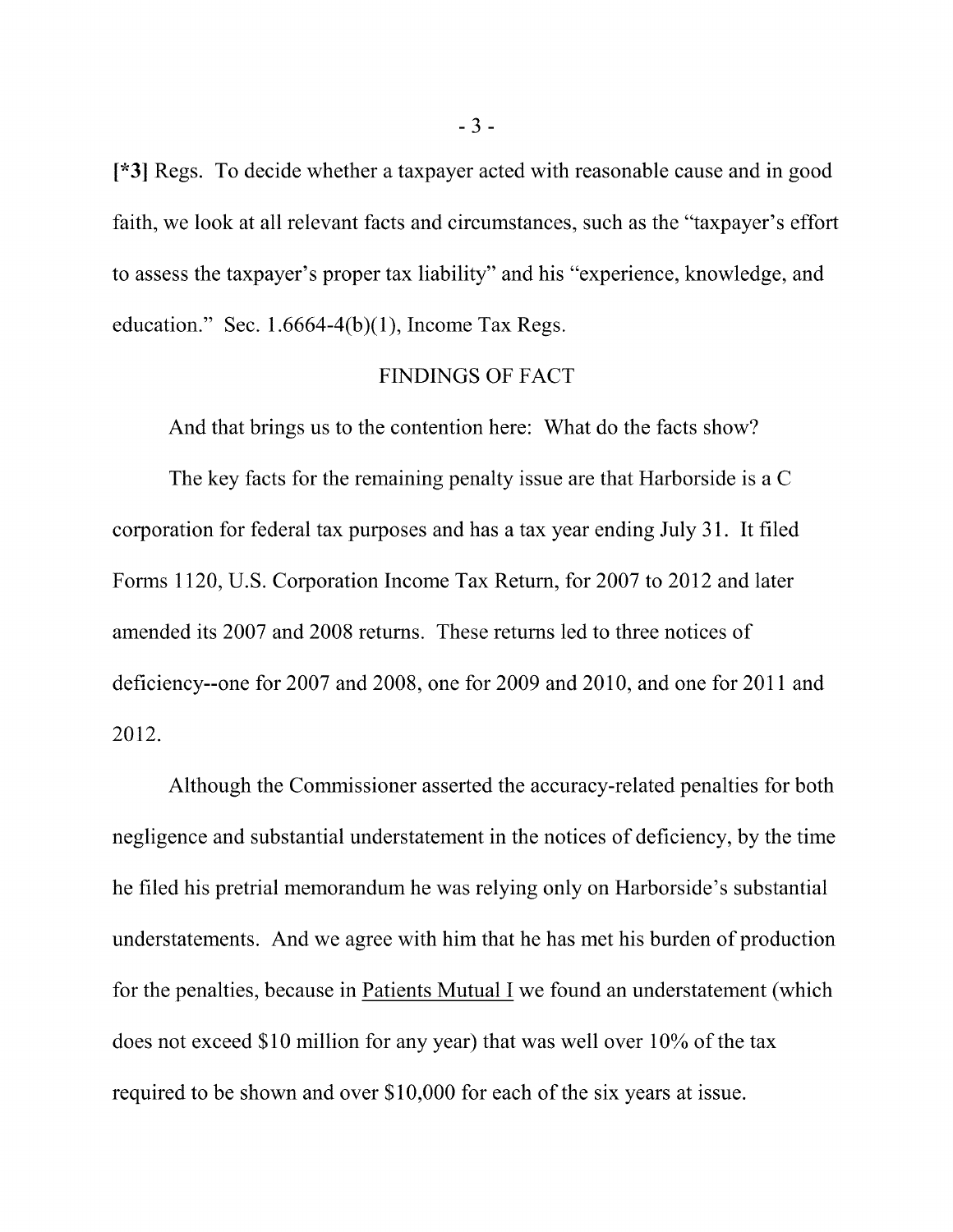[*3] Regs. To decide whether a taxpayer acted with reasonable cause and in good faith, we look at all relevant facts and circumstances, such as the "taxpayer's effort to assess the taxpayer's proper tax liability" and his "experience, knowledge, and education." Sec. 1.6664-4(b)(1), Income Tax Regs.

## FINDINGS OF FACT

And that brings us to the contention here: What do the facts show?

The key facts for the remaining penalty issue are that Harborside is a C corporation for federal tax purposes and has a tax year ending July 31. It filed Forms 1120, U.S. Corporation Income Tax Return, for 2007 to 2012 and later amended its 2007 and 2008 returns. These returns led to three notices of deficiency--one for 2007 and 2008, one for 2009 and 2010, and one for 2011 and 2012.

Although the Commissioner asserted the accuracy-related penalties for both negligence and substantial understatement in the notices of deficiency, by the time he filed his pretrial memorandum he was relying only on Harborside's substantial understatements. And we agree with him that he has met his burden of production for the penalties, because in Patients Mutual I we found an understatement (which does not exceed $10 million for any year) that was well over 10% of the tax required to be shown and over $10,000 for each of the six years at issue.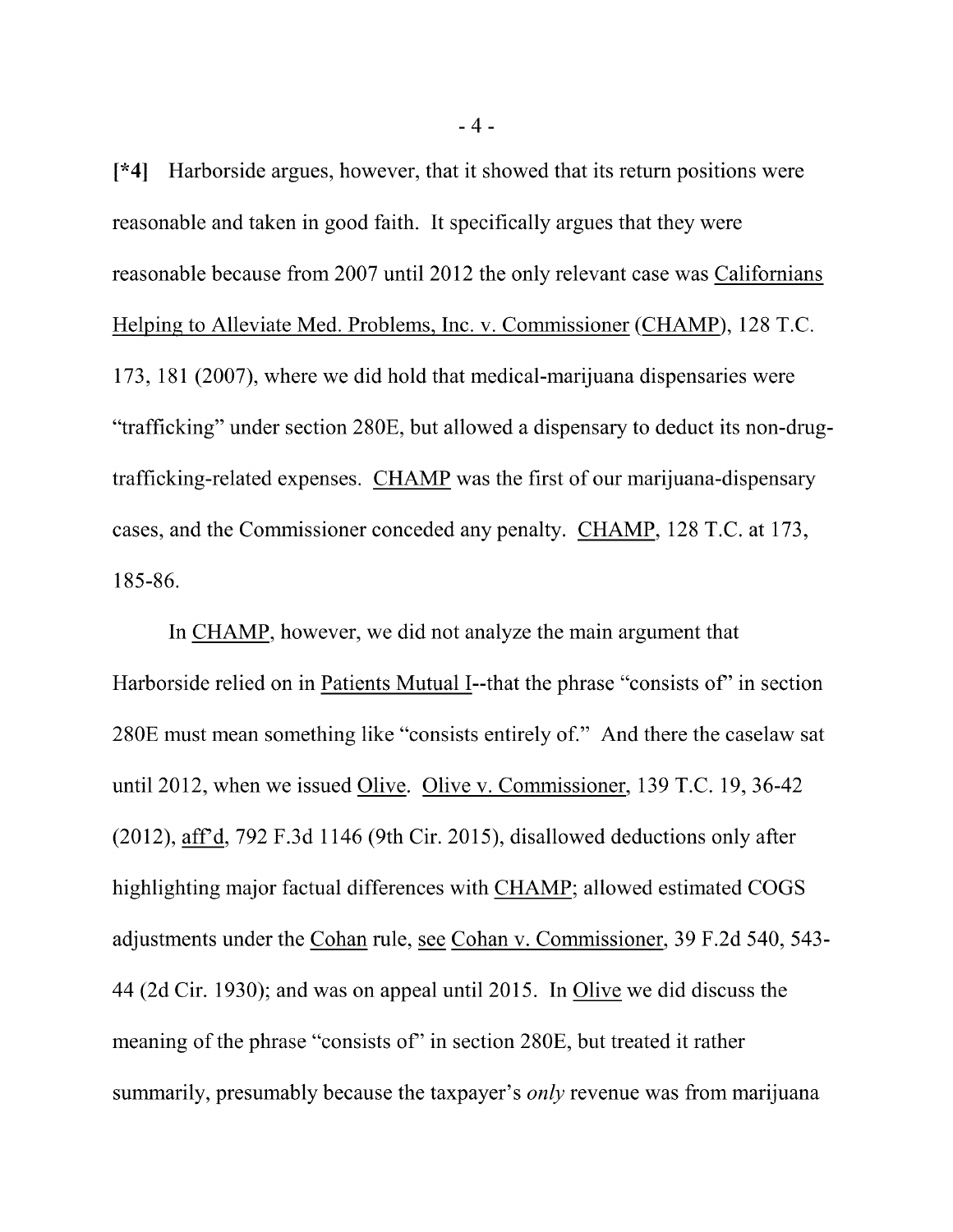[*4] Harborside argues, however, that it showed that its return positions were reasonable and taken in good faith. It specifically argues that they were reasonable because from 2007 until 2012 the only relevant case was Californians Helping to Alleviate Med. Problems, Inc. v. Commissioner (CHAMP), 128 T.C. 173, 181 (2007), where we did hold that medical-marijuana dispensaries were "trafficking" under section 280E, but allowed a dispensary to deduct its non-drug-trafficking-related expenses. CHAMP was the first of our marijuana-dispensary cases, and the Commissioner conceded any penalty. CHAMP, 128 T.C. at 173, 185-86.

In CHAMP, however, we did not analyze the main argument that Harborside relied on in Patients Mutual I--that the phrase "consists of" in section 280E must mean something like "consists entirely of." And there the caselaw sat until 2012, when we issued Olive. Olive v. Commissioner, 139 T.C. 19, 36-42 (2012), aff'd, 792 F.3d 1146 (9th Cir. 2015), disallowed deductions only after highlighting major factual differences with CHAMP; allowed estimated COGS adjustments under the Cohan rule, see Cohan v. Commissioner, 39 F.2d 540, 543-44 (2d Cir. 1930); and was on appeal until 2015. In Olive we did discuss the meaning of the phrase "consists of" in section 280E, but treated it rather summarily, presumably because the taxpayer's *only* revenue was from marijuana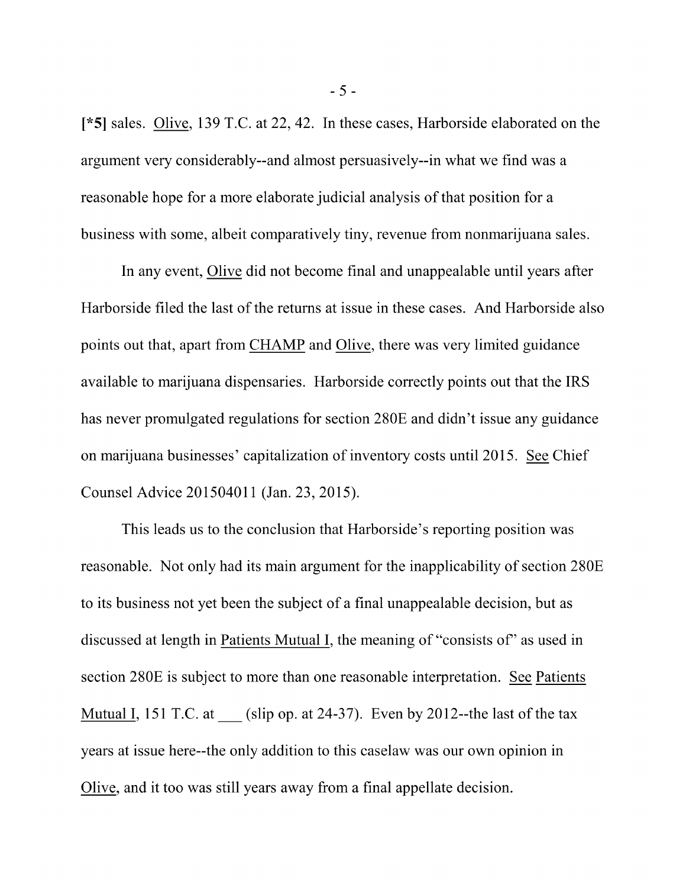[*5] sales. Olive, 139 T.C. at 22, 42. In these cases, Harborside elaborated on the argument very considerably--and almost persuasively--in what we find was a reasonable hope for a more elaborate judicial analysis of that position for a business with some, albeit comparatively tiny, revenue from nonmarijuana sales.

In any event, Olive did not become final and unappealable until years after Harborside filed the last of the returns at issue in these cases. And Harborside also points out that, apart from CHAMP and Olive, there was very limited guidance available to marijuana dispensaries. Harborside correctly points out that the IRS has never promulgated regulations for section 280E and didn't issue any guidance on marijuana businesses' capitalization of inventory costs until 2015. See Chief Counsel Advice 201504011 (Jan. 23, 2015).

This leads us to the conclusion that Harborside's reporting position was reasonable. Not only had its main argument for the inapplicability of section 280E to its business not yet been the subject of a final unappealable decision, but as discussed at length in Patients Mutual I, the meaning of "consists of" as used in section 280E is subject to more than one reasonable interpretation. See Patients Mutual I, 151 T.C. at ___ (slip op. at 24-37). Even by 2012--the last of the tax years at issue here--the only addition to this caselaw was our own opinion in Olive, and it too was still years away from a final appellate decision.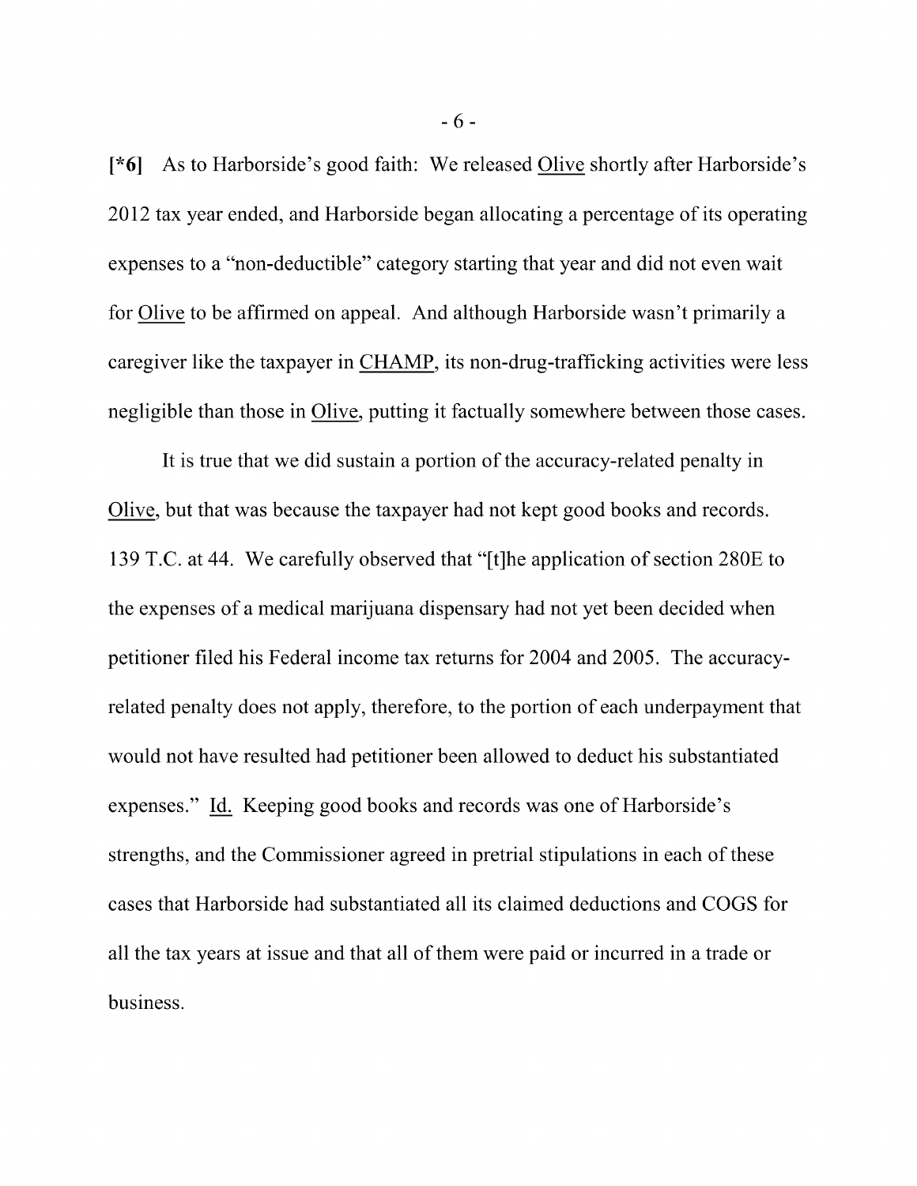[*6] As to Harborside's good faith: We released Olive shortly after Harborside's 2012 tax year ended, and Harborside began allocating a percentage of its operating expenses to a "non-deductible" category starting that year and did not even wait for Olive to be affirmed on appeal. And although Harborside wasn't primarily a caregiver like the taxpayer in CHAMP, its non-drug-trafficking activities were less negligible than those in Olive, putting it factually somewhere between those cases.

It is true that we did sustain a portion of the accuracy-related penalty in Olive, but that was because the taxpayer had not kept good books and records. 139 T.C. at 44. We carefully observed that "[t]he application of section 280E to the expenses of a medical marijuana dispensary had not yet been decided when petitioner filed his Federal income tax returns for 2004 and 2005. The accuracy-related penalty does not apply, therefore, to the portion of each underpayment that would not have resulted had petitioner been allowed to deduct his substantiated expenses." Id. Keeping good books and records was one of Harborside's strengths, and the Commissioner agreed in pretrial stipulations in each of these cases that Harborside had substantiated all its claimed deductions and COGS for all the tax years at issue and that all of them were paid or incurred in a trade or business.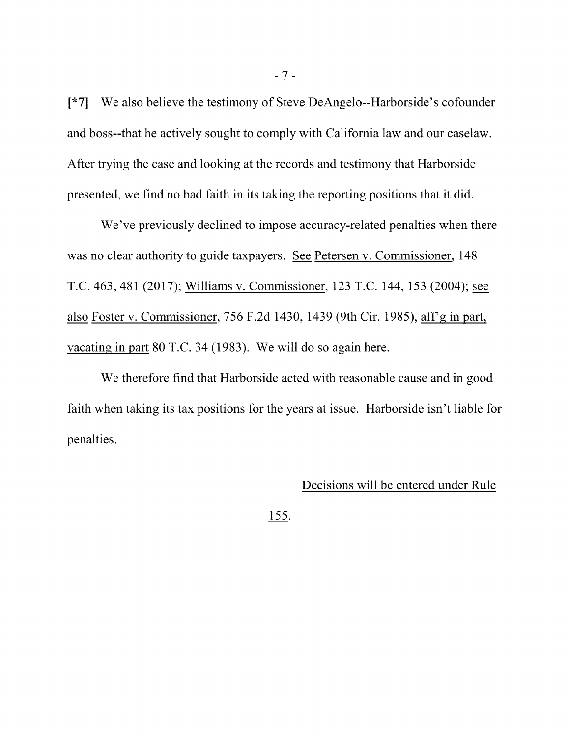[*7] We also believe the testimony of Steve DeAngelo--Harborside's cofounder and boss--that he actively sought to comply with California law and our caselaw. After trying the case and looking at the records and testimony that Harborside presented, we find no bad faith in its taking the reporting positions that it did.

We've previously declined to impose accuracy-related penalties when there was no clear authority to guide taxpayers. See Petersen v. Commissioner, 148 T.C. 463, 481 (2017); Williams v. Commissioner, 123 T.C. 144, 153 (2004); see also Foster v. Commissioner, 756 F.2d 1430, 1439 (9th Cir. 1985), aff'g in part, vacating in part 80 T.C. 34 (1983). We will do so again here.

We therefore find that Harborside acted with reasonable cause and in good faith when taking its tax positions for the years at issue. Harborside isn't liable for penalties.

Decisions will be entered under Rule 155.